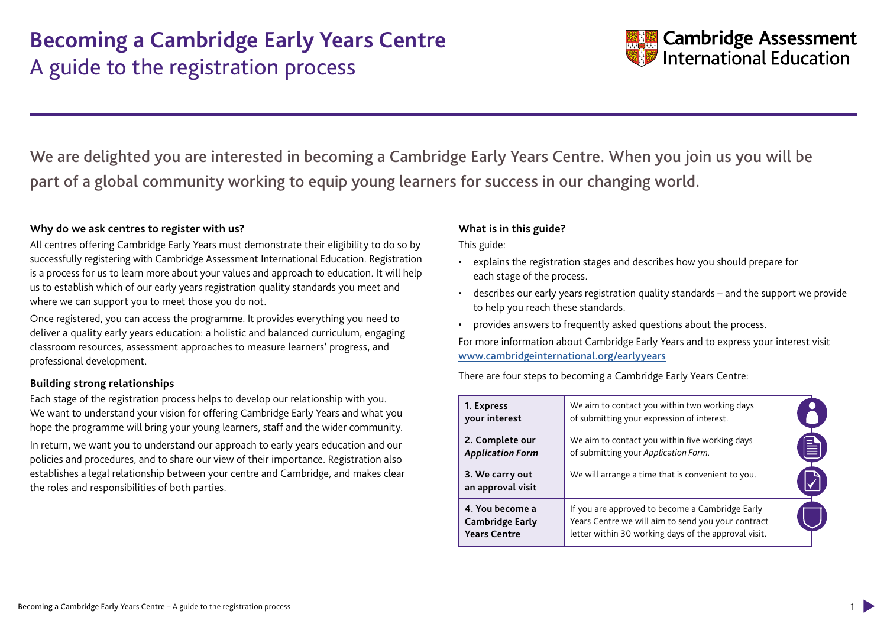# Becoming a Cambridge Early Years Centre

## A guide to the registration process

Cambridge Assessment International Education

We are delighted you are interested in becoming a Cambridge Early Years Centre. When you join us you will be part of a global community working to equip young learners for success in our changing world.

### Why do we ask centres to register with us?

All centres offering Cambridge Early Years must demonstrate their eligibility to do so by successfully registering with Cambridge Assessment International Education. Registration is a process for us to learn more about your values and approach to education. It will help us to establish which of our early years registration quality standards you meet and where we can support you to meet those you do not.

Once registered, you can access the programme. It provides everything you need to deliver a quality early years education: a holistic and balanced curriculum, engaging classroom resources, assessment approaches to measure learners' progress, and professional development.

### Building strong relationships

Each stage of the registration process helps to develop our relationship with you. We want to understand your vision for offering Cambridge Early Years and what you hope the programme will bring your young learners, staff and the wider community.

In return, we want you to understand our approach to early years education and our policies and procedures, and to share our view of their importance. Registration also establishes a legal relationship between your centre and Cambridge, and makes clear the roles and responsibilities of both parties.

### What is in this guide?

This guide:

- explains the registration stages and describes how you should prepare for each stage of the process.
- describes our early years registration quality standards – and the support we provide to help you reach these standards.
- provides answers to frequently asked questions about the process.

For more information about Cambridge Early Years and to express your interest visit www.cambridgeinternational.org/earlyyears

There are four steps to becoming a Cambridge Early Years Centre:

| Step | Details |
|---|---|
| **1. Express your interest** | We aim to contact you within two working days of submitting your expression of interest. |
| **2. Complete our *Application Form*** | We aim to contact you within five working days of submitting your *Application Form*. |
| **3. We carry out an approval visit** | We will arrange a time that is convenient to you. |
| **4. You become a Cambridge Early Years Centre** | If you are approved to become a Cambridge Early Years Centre we will aim to send you your contract letter within 30 working days of the approval visit. |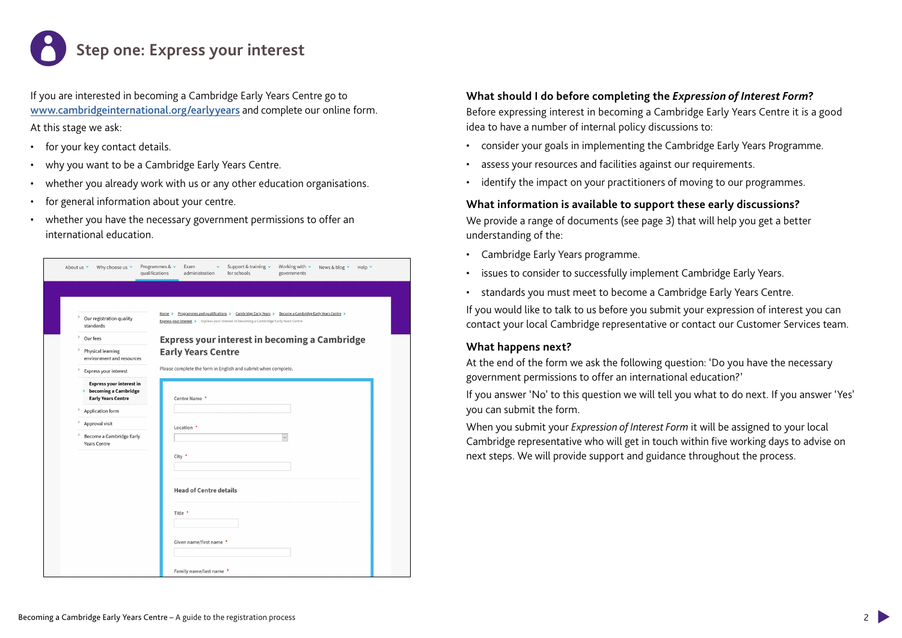# Step one: Express your interest

If you are interested in becoming a Cambridge Early Years Centre go to www.cambridgeinternational.org/earlyyears and complete our online form.

At this stage we ask:

- for your key contact details.
- why you want to be a Cambridge Early Years Centre.
- whether you already work with us or any other education organisations.
- for general information about your centre.
- whether you have the necessary government permissions to offer an international education.

### What should I do before completing the *Expression of Interest Form*?

Before expressing interest in becoming a Cambridge Early Years Centre it is a good idea to have a number of internal policy discussions to:

- consider your goals in implementing the Cambridge Early Years Programme.
- assess your resources and facilities against our requirements.
- identify the impact on your practitioners of moving to our programmes.

### What information is available to support these early discussions?

We provide a range of documents (see page 3) that will help you get a better understanding of the:

- Cambridge Early Years programme.
- issues to consider to successfully implement Cambridge Early Years.
- standards you must meet to become a Cambridge Early Years Centre.

If you would like to talk to us before you submit your expression of interest you can contact your local Cambridge representative or contact our Customer Services team.

### What happens next?

At the end of the form we ask the following question: 'Do you have the necessary government permissions to offer an international education?'

If you answer 'No' to this question we will tell you what to do next. If you answer 'Yes' you can submit the form.

When you submit your *Expression of Interest Form* it will be assigned to your local Cambridge representative who will get in touch within five working days to advise on next steps. We will provide support and guidance throughout the process.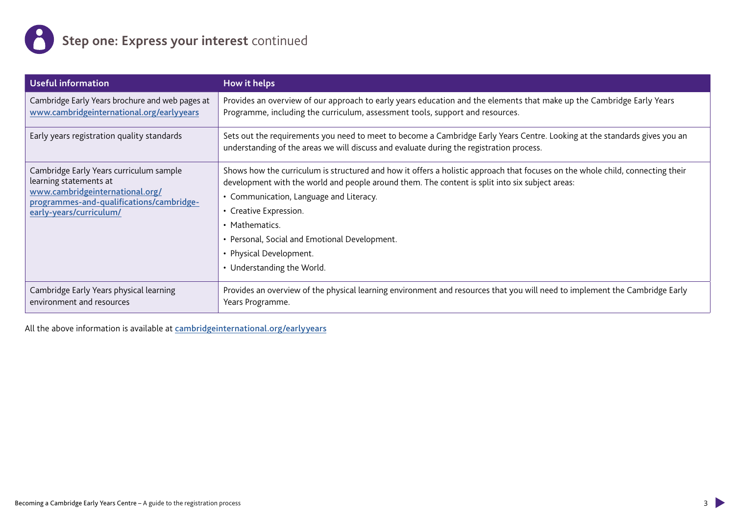## **Step one: Express your interest** continued

| Useful information | How it helps |
| --- | --- |
| Cambridge Early Years brochure and web pages at www.cambridgeinternational.org/earlyyears | Provides an overview of our approach to early years education and the elements that make up the Cambridge Early Years Programme, including the curriculum, assessment tools, support and resources. |
| Early years registration quality standards | Sets out the requirements you need to meet to become a Cambridge Early Years Centre. Looking at the standards gives you an understanding of the areas we will discuss and evaluate during the registration process. |
| Cambridge Early Years curriculum sample learning statements at www.cambridgeinternational.org/programmes-and-qualifications/cambridge-early-years/curriculum/ | Shows how the curriculum is structured and how it offers a holistic approach that focuses on the whole child, connecting their development with the world and people around them. The content is split into six subject areas:<br>• Communication, Language and Literacy.<br>• Creative Expression.<br>• Mathematics.<br>• Personal, Social and Emotional Development.<br>• Physical Development.<br>• Understanding the World. |
| Cambridge Early Years physical learning environment and resources | Provides an overview of the physical learning environment and resources that you will need to implement the Cambridge Early Years Programme. |

All the above information is available at cambridgeinternational.org/earlyyears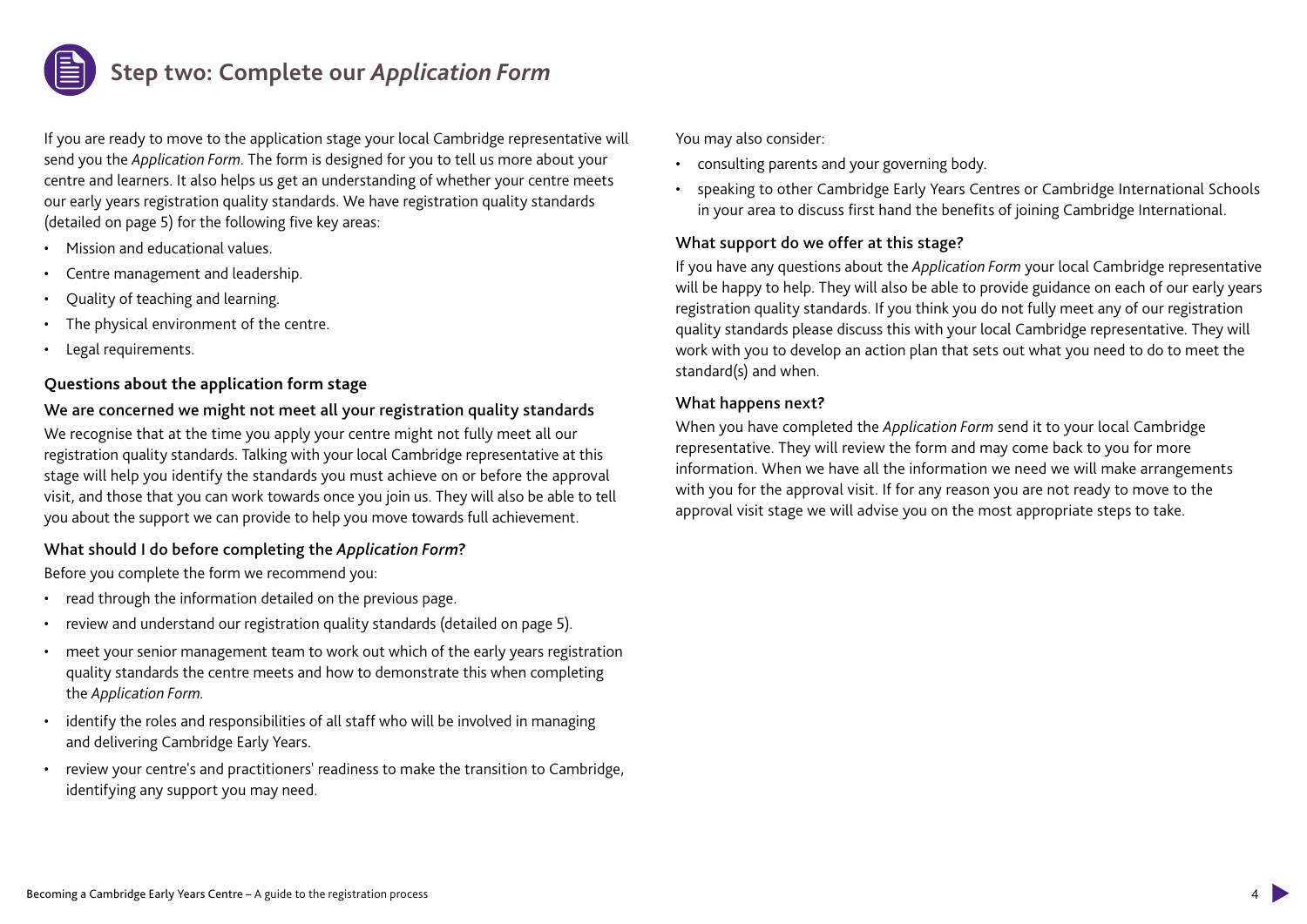# Step two: Complete our *Application Form*

If you are ready to move to the application stage your local Cambridge representative will send you the *Application Form*. The form is designed for you to tell us more about your centre and learners. It also helps us get an understanding of whether your centre meets our early years registration quality standards. We have registration quality standards (detailed on page 5) for the following five key areas:

- Mission and educational values.
- Centre management and leadership.
- Quality of teaching and learning.
- The physical environment of the centre.
- Legal requirements.

## Questions about the application form stage

### We are concerned we might not meet all your registration quality standards

We recognise that at the time you apply your centre might not fully meet all our registration quality standards. Talking with your local Cambridge representative at this stage will help you identify the standards you must achieve on or before the approval visit, and those that you can work towards once you join us. They will also be able to tell you about the support we can provide to help you move towards full achievement.

### What should I do before completing the *Application Form*?

Before you complete the form we recommend you:

- read through the information detailed on the previous page.
- review and understand our registration quality standards (detailed on page 5).
- meet your senior management team to work out which of the early years registration quality standards the centre meets and how to demonstrate this when completing the *Application Form.*
- identify the roles and responsibilities of all staff who will be involved in managing and delivering Cambridge Early Years.
- review your centre's and practitioners' readiness to make the transition to Cambridge, identifying any support you may need.

You may also consider:

- consulting parents and your governing body.
- speaking to other Cambridge Early Years Centres or Cambridge International Schools in your area to discuss first hand the benefits of joining Cambridge International.

### What support do we offer at this stage?

If you have any questions about the *Application Form* your local Cambridge representative will be happy to help. They will also be able to provide guidance on each of our early years registration quality standards. If you think you do not fully meet any of our registration quality standards please discuss this with your local Cambridge representative. They will work with you to develop an action plan that sets out what you need to do to meet the standard(s) and when.

### What happens next?

When you have completed the *Application Form* send it to your local Cambridge representative. They will review the form and may come back to you for more information. When we have all the information we need we will make arrangements with you for the approval visit. If for any reason you are not ready to move to the approval visit stage we will advise you on the most appropriate steps to take.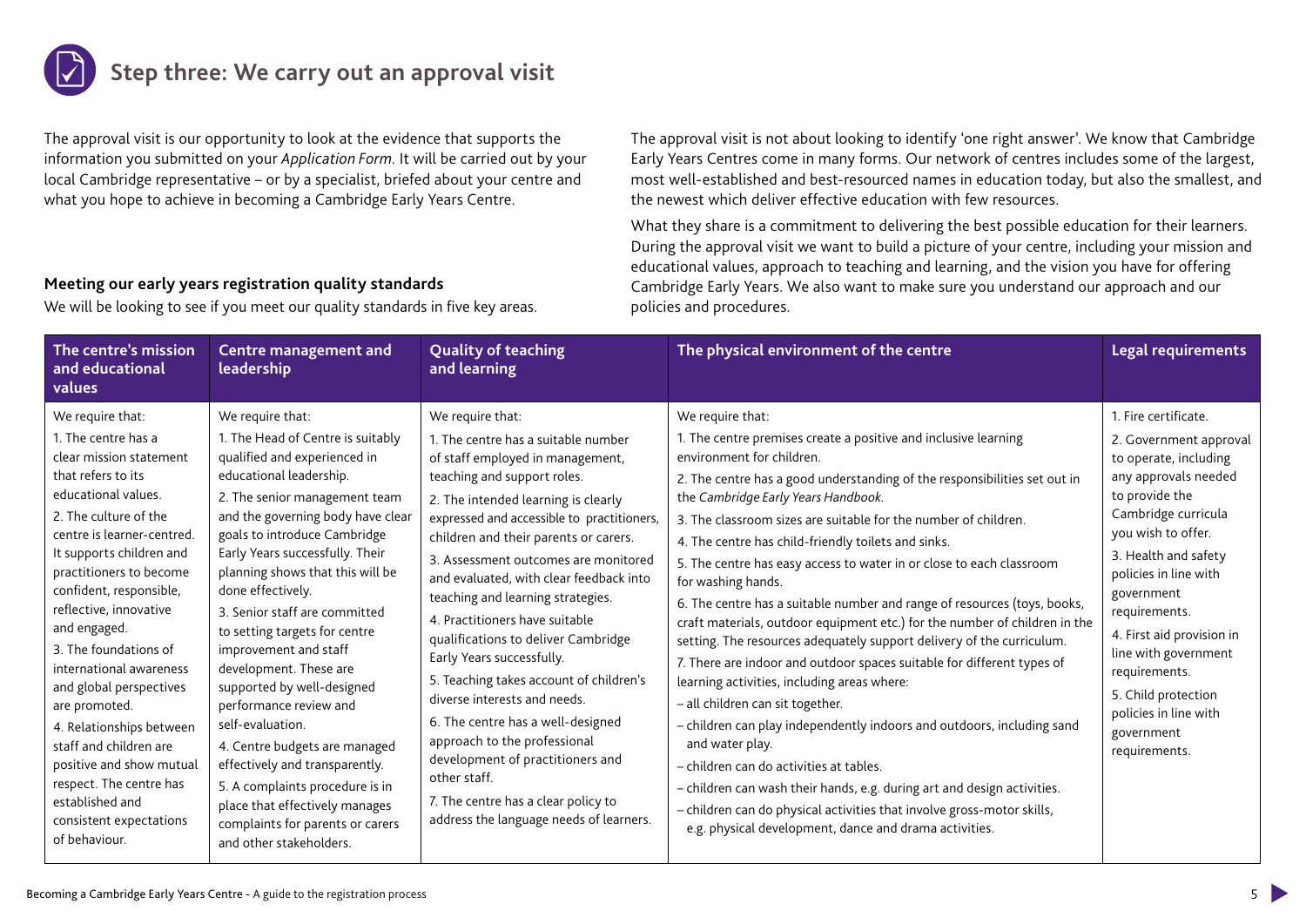# Step three: We carry out an approval visit

The approval visit is our opportunity to look at the evidence that supports the information you submitted on your *Application Form*. It will be carried out by your local Cambridge representative – or by a specialist, briefed about your centre and what you hope to achieve in becoming a Cambridge Early Years Centre.

The approval visit is not about looking to identify 'one right answer'. We know that Cambridge Early Years Centres come in many forms. Our network of centres includes some of the largest, most well-established and best-resourced names in education today, but also the smallest, and the newest which deliver effective education with few resources.

What they share is a commitment to delivering the best possible education for their learners. During the approval visit we want to build a picture of your centre, including your mission and educational values, approach to teaching and learning, and the vision you have for offering Cambridge Early Years. We also want to make sure you understand our approach and our policies and procedures.

### Meeting our early years registration quality standards

We will be looking to see if you meet our quality standards in five key areas.

| The centre's mission and educational values | Centre management and leadership | Quality of teaching and learning | The physical environment of the centre | Legal requirements |
|---|---|---|---|---|
| We require that:<br>1. The centre has a clear mission statement that refers to its educational values.<br>2. The culture of the centre is learner-centred. It supports children and practitioners to become confident, responsible, reflective, innovative and engaged.<br>3. The foundations of international awareness and global perspectives are promoted.<br>4. Relationships between staff and children are positive and show mutual respect. The centre has established and consistent expectations of behaviour. | We require that:<br>1. The Head of Centre is suitably qualified and experienced in educational leadership.<br>2. The senior management team and the governing body have clear goals to introduce Cambridge Early Years successfully. Their planning shows that this will be done effectively.<br>3. Senior staff are committed to setting targets for centre improvement and staff development. These are supported by well-designed performance review and self-evaluation.<br>4. Centre budgets are managed effectively and transparently.<br>5. A complaints procedure is in place that effectively manages complaints for parents or carers and other stakeholders. | We require that:<br>1. The centre has a suitable number of staff employed in management, teaching and support roles.<br>2. The intended learning is clearly expressed and accessible to practitioners, children and their parents or carers.<br>3. Assessment outcomes are monitored and evaluated, with clear feedback into teaching and learning strategies.<br>4. Practitioners have suitable qualifications to deliver Cambridge Early Years successfully.<br>5. Teaching takes account of children's diverse interests and needs.<br>6. The centre has a well-designed approach to the professional development of practitioners and other staff.<br>7. The centre has a clear policy to address the language needs of learners. | We require that:<br>1. The centre premises create a positive and inclusive learning environment for children.<br>2. The centre has a good understanding of the responsibilities set out in the *Cambridge Early Years Handbook*.<br>3. The classroom sizes are suitable for the number of children.<br>4. The centre has child-friendly toilets and sinks.<br>5. The centre has easy access to water in or close to each classroom for washing hands.<br>6. The centre has a suitable number and range of resources (toys, books, craft materials, outdoor equipment etc.) for the number of children in the setting. The resources adequately support delivery of the curriculum.<br>7. There are indoor and outdoor spaces suitable for different types of learning activities, including areas where:<br>– all children can sit together.<br>– children can play independently indoors and outdoors, including sand and water play.<br>– children can do activities at tables.<br>– children can wash their hands, e.g. during art and design activities.<br>– children can do physical activities that involve gross-motor skills, e.g. physical development, dance and drama activities. | 1. Fire certificate.<br>2. Government approval to operate, including any approvals needed to provide the Cambridge curricula you wish to offer.<br>3. Health and safety policies in line with government requirements.<br>4. First aid provision in line with government requirements.<br>5. Child protection policies in line with government requirements. |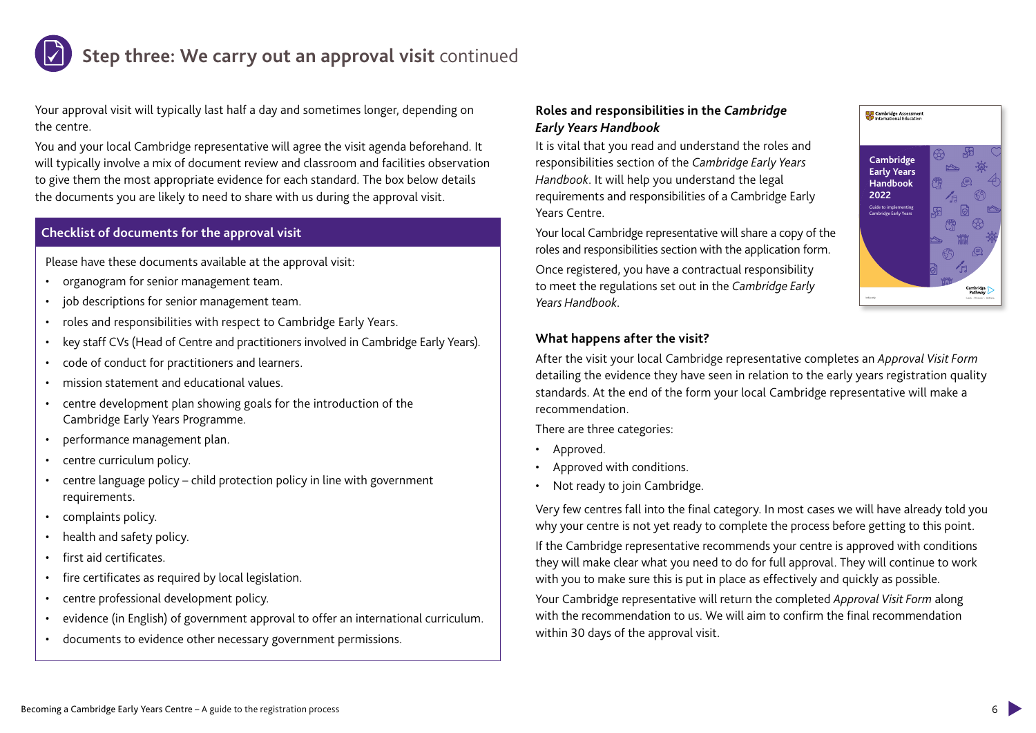# Step three: We carry out an approval visit continued

Your approval visit will typically last half a day and sometimes longer, depending on the centre.

You and your local Cambridge representative will agree the visit agenda beforehand. It will typically involve a mix of document review and classroom and facilities observation to give them the most appropriate evidence for each standard. The box below details the documents you are likely to need to share with us during the approval visit.

## Checklist of documents for the approval visit

Please have these documents available at the approval visit:

- organogram for senior management team.
- job descriptions for senior management team.
- roles and responsibilities with respect to Cambridge Early Years.
- key staff CVs (Head of Centre and practitioners involved in Cambridge Early Years).
- code of conduct for practitioners and learners.
- mission statement and educational values.
- centre development plan showing goals for the introduction of the Cambridge Early Years Programme.
- performance management plan.
- centre curriculum policy.
- centre language policy – child protection policy in line with government requirements.
- complaints policy.
- health and safety policy.
- first aid certificates.
- fire certificates as required by local legislation.
- centre professional development policy.
- evidence (in English) of government approval to offer an international curriculum.
- documents to evidence other necessary government permissions.

### Roles and responsibilities in the *Cambridge Early Years Handbook*

It is vital that you read and understand the roles and responsibilities section of the *Cambridge Early Years Handbook*. It will help you understand the legal requirements and responsibilities of a Cambridge Early Years Centre.

Your local Cambridge representative will share a copy of the roles and responsibilities section with the application form.

Once registered, you have a contractual responsibility to meet the regulations set out in the *Cambridge Early Years Handbook*.

### What happens after the visit?

After the visit your local Cambridge representative completes an *Approval Visit Form* detailing the evidence they have seen in relation to the early years registration quality standards. At the end of the form your local Cambridge representative will make a recommendation.

There are three categories:

- Approved.
- Approved with conditions.
- Not ready to join Cambridge.

Very few centres fall into the final category. In most cases we will have already told you why your centre is not yet ready to complete the process before getting to this point.

If the Cambridge representative recommends your centre is approved with conditions they will make clear what you need to do for full approval. They will continue to work with you to make sure this is put in place as effectively and quickly as possible.

Your Cambridge representative will return the completed *Approval Visit Form* along with the recommendation to us. We will aim to confirm the final recommendation within 30 days of the approval visit.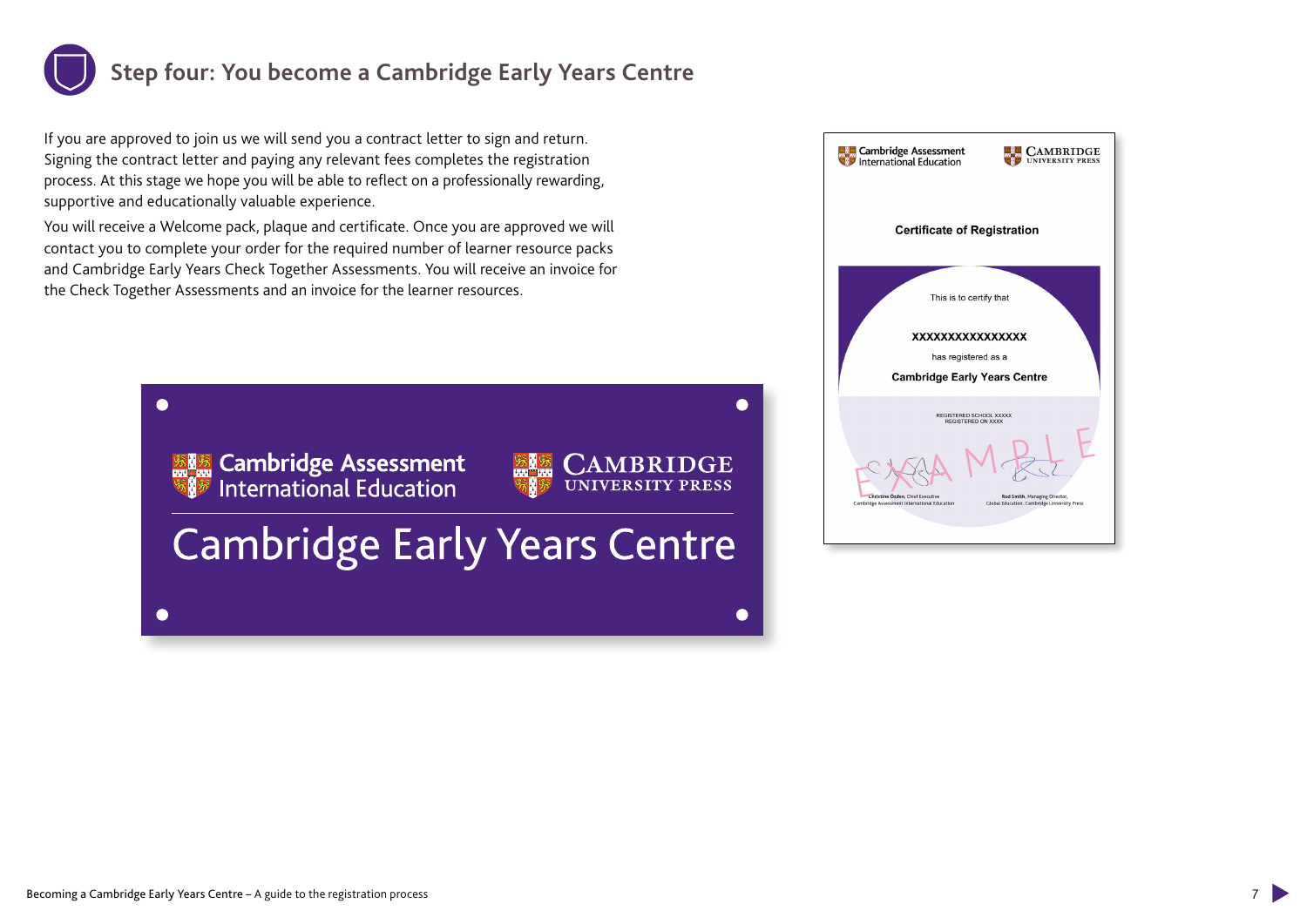## Step four: You become a Cambridge Early Years Centre

If you are approved to join us we will send you a contract letter to sign and return. Signing the contract letter and paying any relevant fees completes the registration process. At this stage we hope you will be able to reflect on a professionally rewarding, supportive and educationally valuable experience.

You will receive a Welcome pack, plaque and certificate. Once you are approved we will contact you to complete your order for the required number of learner resource packs and Cambridge Early Years Check Together Assessments. You will receive an invoice for the Check Together Assessments and an invoice for the learner resources.

Cambridge Assessment International Education

Cambridge University Press

Cambridge Early Years Centre

Cambridge Assessment International Education

Cambridge University Press

Certificate of Registration

This is to certify that

XXXXXXXXXXXXXXXX

has registered as a

Cambridge Early Years Centre

REGISTERED SCHOOL XXXXX
REGISTERED ON XXXX

EXAMPLE

Christine Özden, Chief Executive
Cambridge Assessment International Education

Rod Smith, Managing Director,
Global Education, Cambridge University Press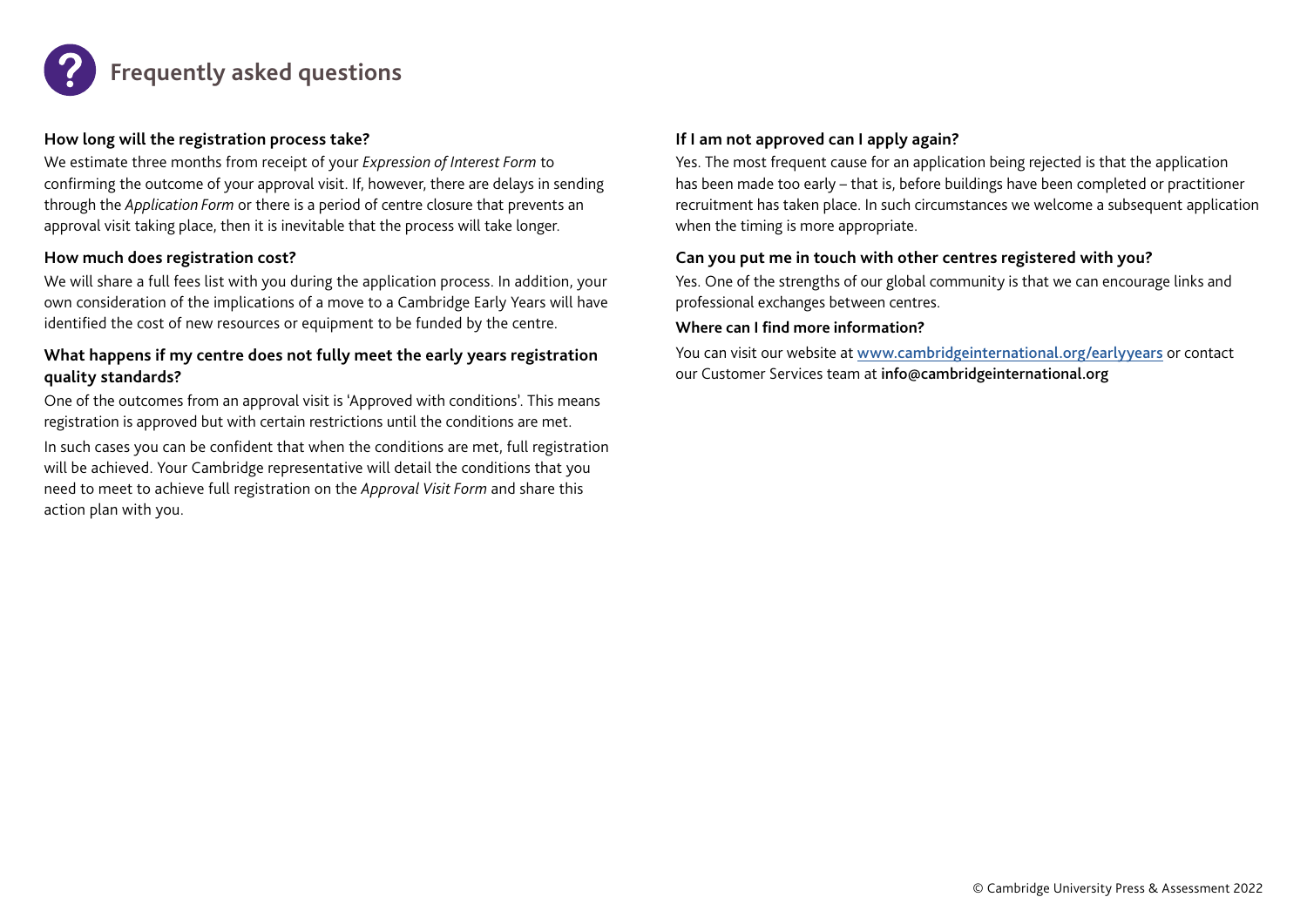# Frequently asked questions

### How long will the registration process take?

We estimate three months from receipt of your *Expression of Interest Form* to confirming the outcome of your approval visit. If, however, there are delays in sending through the *Application Form* or there is a period of centre closure that prevents an approval visit taking place, then it is inevitable that the process will take longer.

### How much does registration cost?

We will share a full fees list with you during the application process. In addition, your own consideration of the implications of a move to a Cambridge Early Years will have identified the cost of new resources or equipment to be funded by the centre.

### What happens if my centre does not fully meet the early years registration quality standards?

One of the outcomes from an approval visit is 'Approved with conditions'. This means registration is approved but with certain restrictions until the conditions are met.

In such cases you can be confident that when the conditions are met, full registration will be achieved. Your Cambridge representative will detail the conditions that you need to meet to achieve full registration on the *Approval Visit Form* and share this action plan with you.

### If I am not approved can I apply again?

Yes. The most frequent cause for an application being rejected is that the application has been made too early – that is, before buildings have been completed or practitioner recruitment has taken place. In such circumstances we welcome a subsequent application when the timing is more appropriate.

### Can you put me in touch with other centres registered with you?

Yes. One of the strengths of our global community is that we can encourage links and professional exchanges between centres.

### Where can I find more information?

You can visit our website at **www.cambridgeinternational.org/earlyyears** or contact our Customer Services team at **info@cambridgeinternational.org**

© Cambridge University Press & Assessment 2022